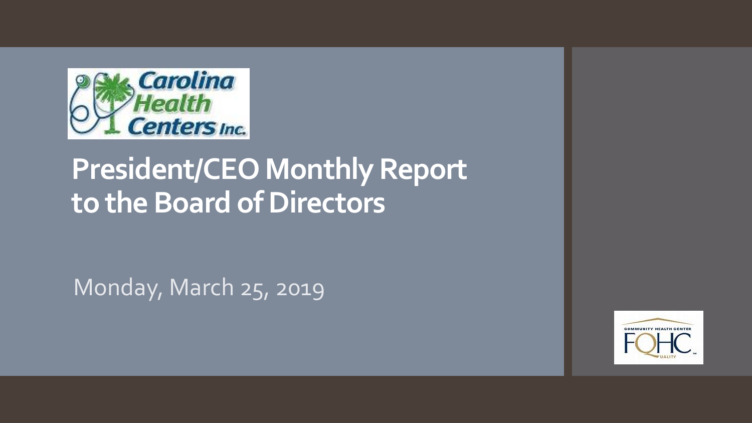Carolina Health Centers Inc.

# President/CEO Monthly Report to the Board of Directors

Monday, March 25, 2019

COMMUNITY HEALTH CENTER FQHC QUALITY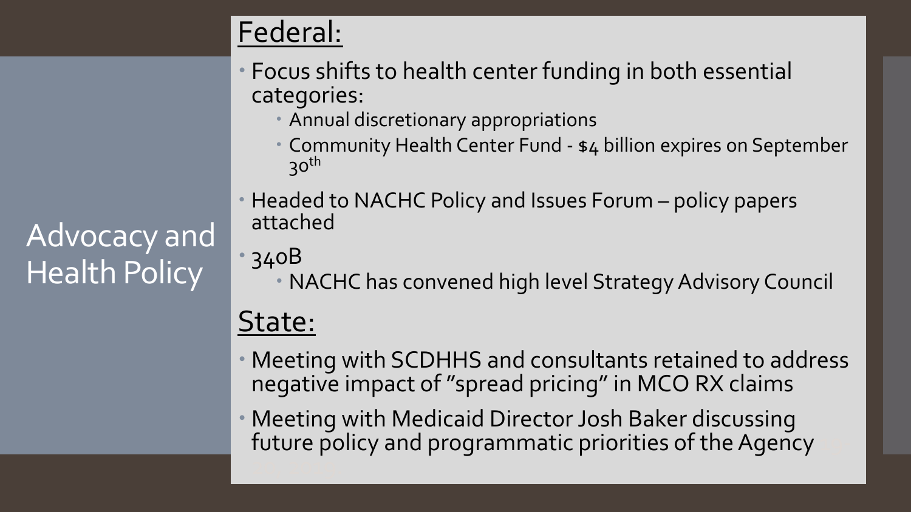# Advocacy and Health Policy

## Federal:

- Focus shifts to health center funding in both essential categories:
  - Annual discretionary appropriations
  - Community Health Center Fund - $4 billion expires on September 30th
- Headed to NACHC Policy and Issues Forum – policy papers attached
- 340B
  - NACHC has convened high level Strategy Advisory Council

## State:

- Meeting with SCDHHS and consultants retained to address negative impact of "spread pricing" in MCO RX claims
- Meeting with Medicaid Director Josh Baker discussing future policy and programmatic priorities of the Agency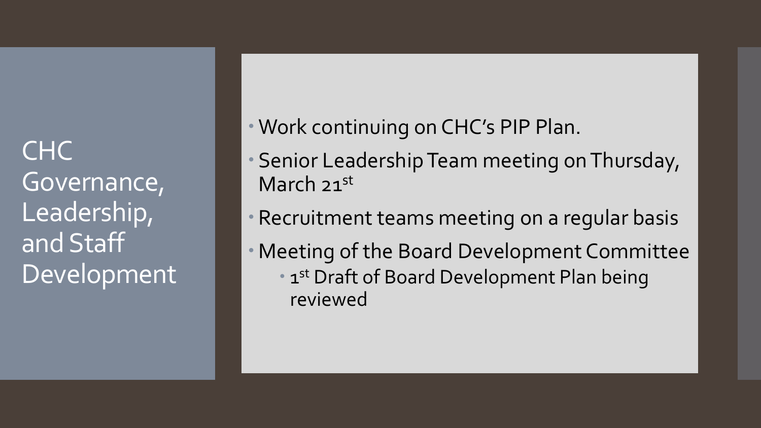# CHC Governance, Leadership, and Staff Development

- Work continuing on CHC's PIP Plan.
- Senior Leadership Team meeting on Thursday, March 21st
- Recruitment teams meeting on a regular basis
- Meeting of the Board Development Committee
  - 1st Draft of Board Development Plan being reviewed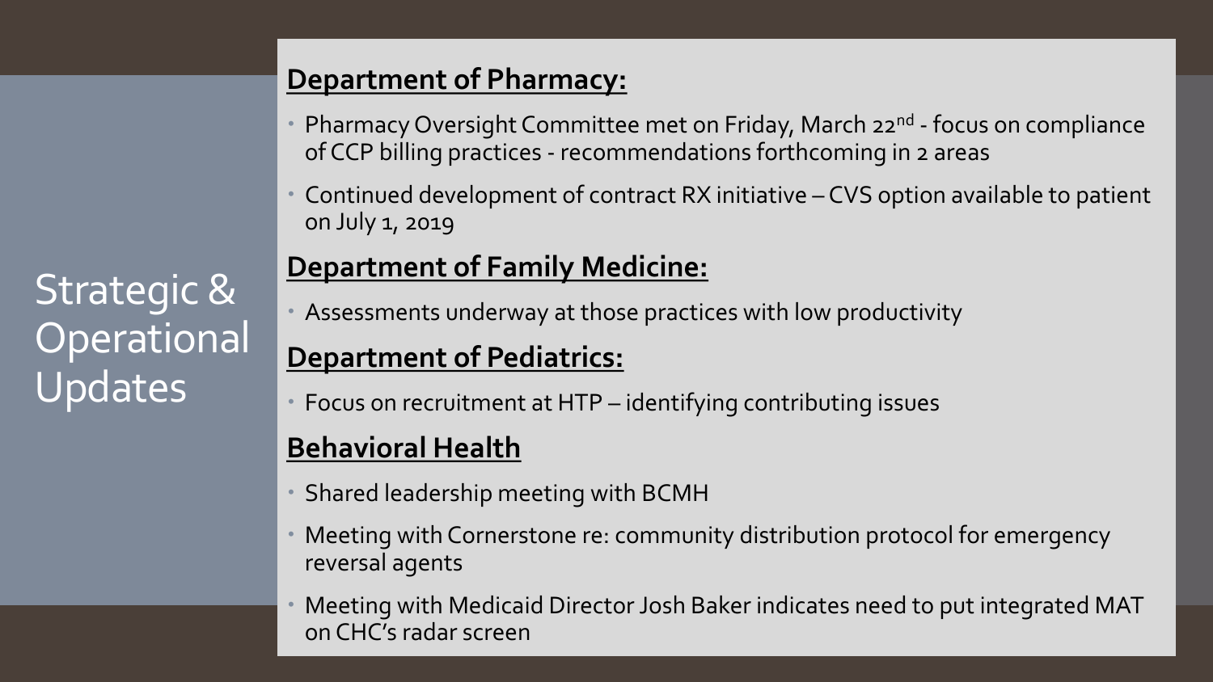# Strategic & Operational Updates

## Department of Pharmacy:

- Pharmacy Oversight Committee met on Friday, March 22nd - focus on compliance of CCP billing practices - recommendations forthcoming in 2 areas
- Continued development of contract RX initiative – CVS option available to patient on July 1, 2019

## Department of Family Medicine:

- Assessments underway at those practices with low productivity

## Department of Pediatrics:

- Focus on recruitment at HTP – identifying contributing issues

## Behavioral Health

- Shared leadership meeting with BCMH
- Meeting with Cornerstone re: community distribution protocol for emergency reversal agents
- Meeting with Medicaid Director Josh Baker indicates need to put integrated MAT on CHC's radar screen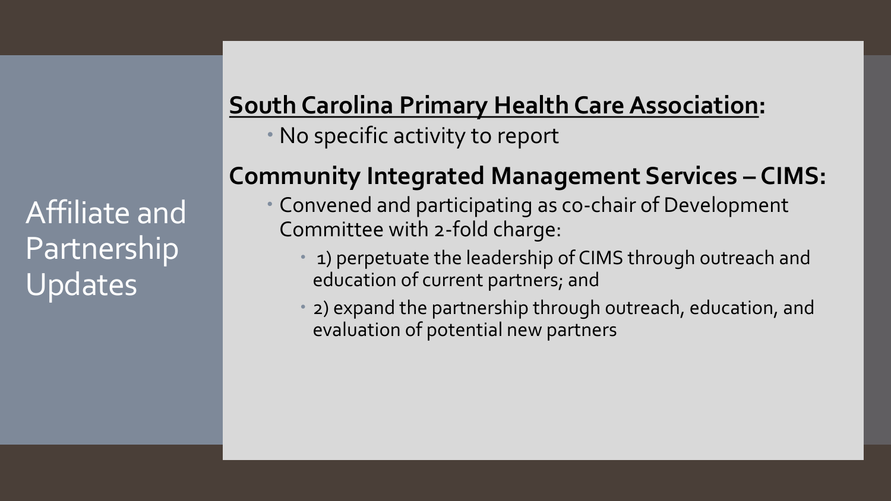# Affiliate and Partnership Updates

**South Carolina Primary Health Care Association:**

- No specific activity to report

**Community Integrated Management Services – CIMS:**

- Convened and participating as co-chair of Development Committee with 2-fold charge:
  - 1) perpetuate the leadership of CIMS through outreach and education of current partners; and
  - 2) expand the partnership through outreach, education, and evaluation of potential new partners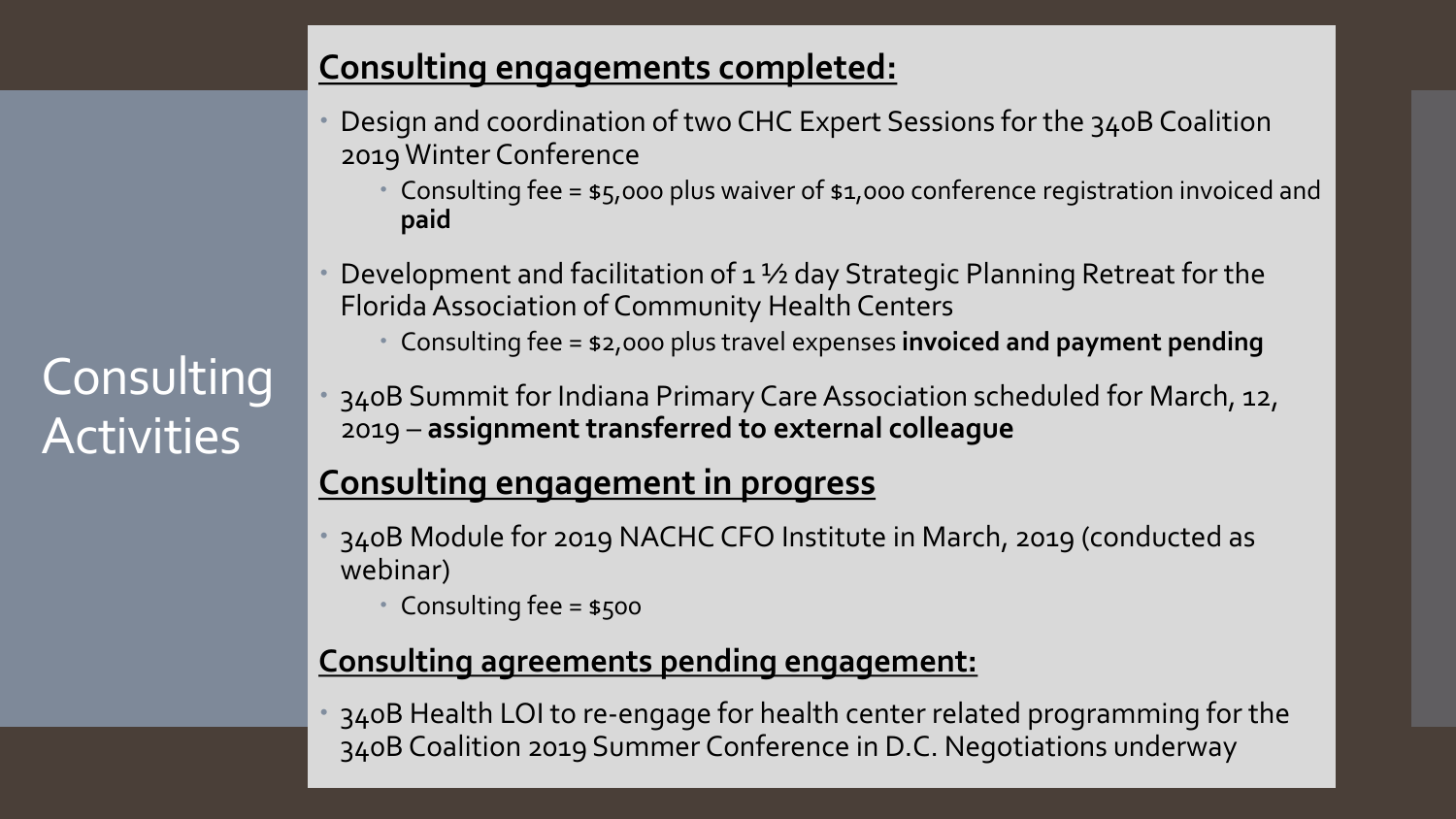# Consulting Activities

**Consulting engagements completed:**

- Design and coordination of two CHC Expert Sessions for the 340B Coalition 2019 Winter Conference
  - Consulting fee = $5,000 plus waiver of $1,000 conference registration invoiced and **paid**
- Development and facilitation of 1 ½ day Strategic Planning Retreat for the Florida Association of Community Health Centers
  - Consulting fee = $2,000 plus travel expenses **invoiced and payment pending**
- 340B Summit for Indiana Primary Care Association scheduled for March, 12, 2019 – **assignment transferred to external colleague**

**Consulting engagement in progress**

- 340B Module for 2019 NACHC CFO Institute in March, 2019 (conducted as webinar)
  - Consulting fee = $500

**Consulting agreements pending engagement:**

- 340B Health LOI to re-engage for health center related programming for the 340B Coalition 2019 Summer Conference in D.C. Negotiations underway